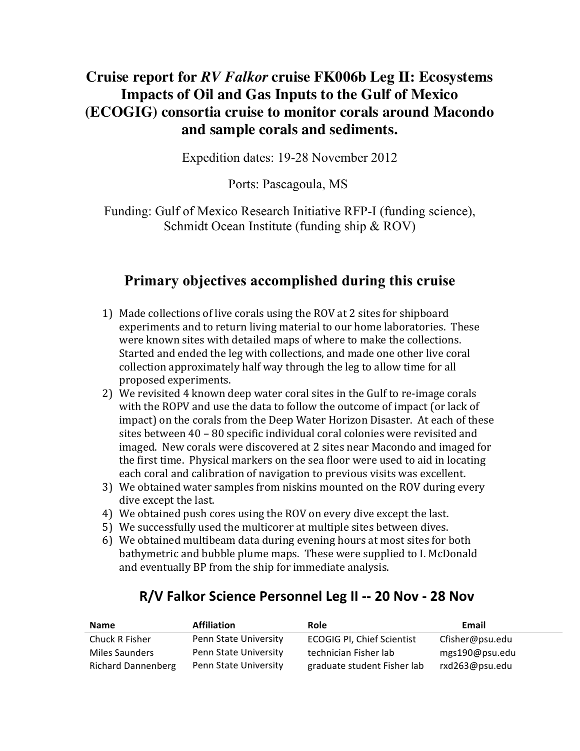# Cruise report for *RV Falkor* cruise FK006b Leg II: Ecosystems Impacts of Oil and Gas Inputs to the Gulf of Mexico (ECOGIG) consortia cruise to monitor corals around Macondo and sample corals and sediments.

Expedition dates: 19-28 November 2012

Ports: Pascagoula, MS

Funding: Gulf of Mexico Research Initiative RFP-I (funding science), Schmidt Ocean Institute (funding ship & ROV)

## Primary objectives accomplished during this cruise

1) Made collections of live corals using the ROV at 2 sites for shipboard experiments and to return living material to our home laboratories. These were known sites with detailed maps of where to make the collections. Started and ended the leg with collections, and made one other live coral collection approximately half way through the leg to allow time for all proposed experiments.
2) We revisited 4 known deep water coral sites in the Gulf to re-image corals with the ROPV and use the data to follow the outcome of impact (or lack of impact) on the corals from the Deep Water Horizon Disaster. At each of these sites between 40 – 80 specific individual coral colonies were revisited and imaged. New corals were discovered at 2 sites near Macondo and imaged for the first time. Physical markers on the sea floor were used to aid in locating each coral and calibration of navigation to previous visits was excellent.
3) We obtained water samples from niskins mounted on the ROV during every dive except the last.
4) We obtained push cores using the ROV on every dive except the last.
5) We successfully used the multicorer at multiple sites between dives.
6) We obtained multibeam data during evening hours at most sites for both bathymetric and bubble plume maps. These were supplied to I. McDonald and eventually BP from the ship for immediate analysis.

## R/V Falkor Science Personnel Leg II -- 20 Nov - 28 Nov

| Name | Affiliation | Role | Email |
|---|---|---|---|
| Chuck R Fisher | Penn State University | ECOGIG PI, Chief Scientist | Cfisher@psu.edu |
| Miles Saunders | Penn State University | technician Fisher lab | mgs190@psu.edu |
| Richard Dannenberg | Penn State University | graduate student Fisher lab | rxd263@psu.edu |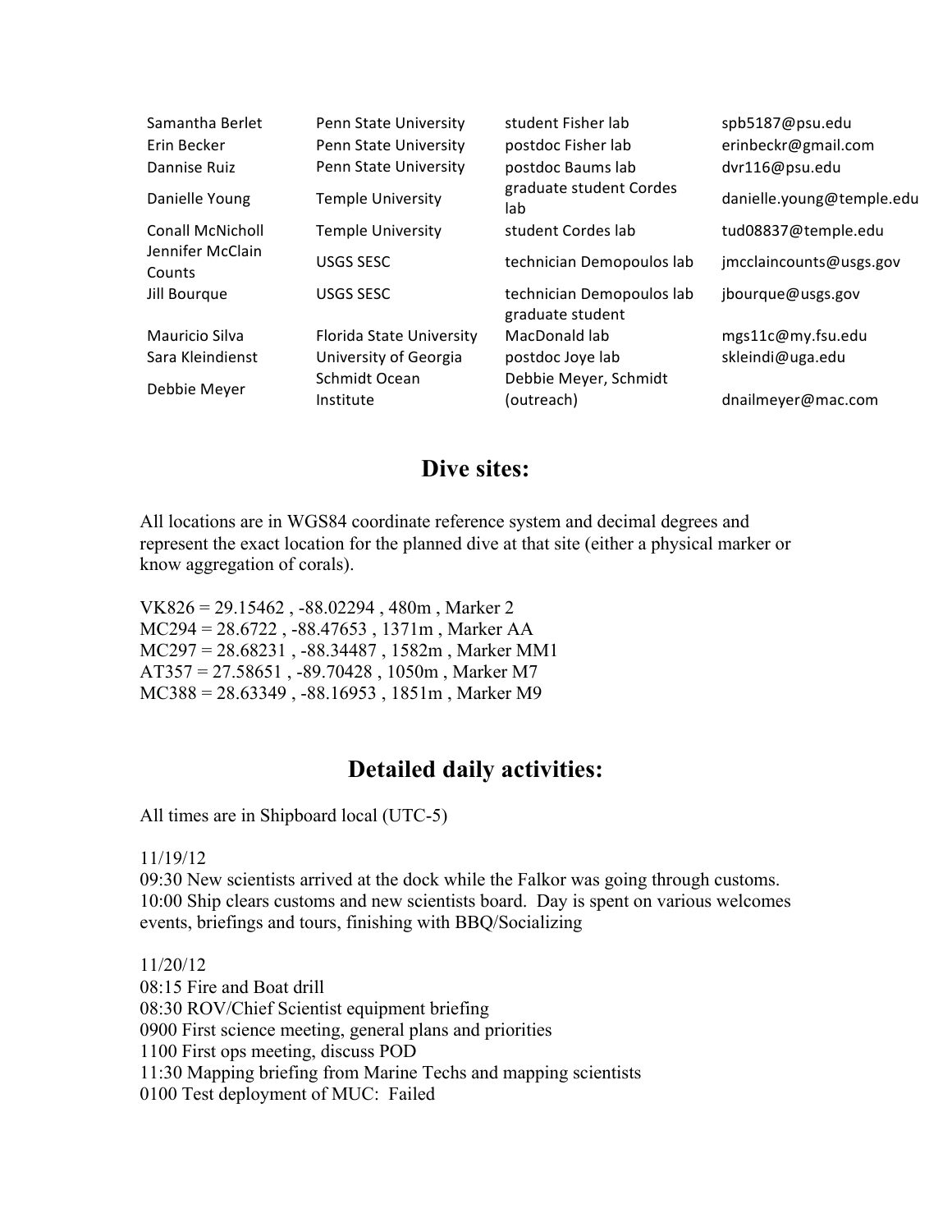| | | | |
|---|---|---|---|
| Samantha Berlet | Penn State University | student Fisher lab | spb5187@psu.edu |
| Erin Becker | Penn State University | postdoc Fisher lab | erinbeckr@gmail.com |
| Dannise Ruiz | Penn State University | postdoc Baums lab | dvr116@psu.edu |
| Danielle Young | Temple University | graduate student Cordes lab | danielle.young@temple.edu |
| Conall McNicholl | Temple University | student Cordes lab | tud08837@temple.edu |
| Jennifer McClain Counts | USGS SESC | technician Demopoulos lab | jmcclaincounts@usgs.gov |
| Jill Bourque | USGS SESC | technician Demopoulos lab | jbourque@usgs.gov |
| Mauricio Silva | Florida State University | graduate student MacDonald lab | mgs11c@my.fsu.edu |
| Sara Kleindienst | University of Georgia | postdoc Joye lab | skleindi@uga.edu |
| Debbie Meyer | Schmidt Ocean Institute | Debbie Meyer, Schmidt (outreach) | dnailmeyer@mac.com |

## Dive sites:

All locations are in WGS84 coordinate reference system and decimal degrees and represent the exact location for the planned dive at that site (either a physical marker or know aggregation of corals).

VK826 = 29.15462 , -88.02294 , 480m , Marker 2
MC294 = 28.6722 , -88.47653 , 1371m , Marker AA
MC297 = 28.68231 , -88.34487 , 1582m , Marker MM1
AT357 = 27.58651 , -89.70428 , 1050m , Marker M7
MC388 = 28.63349 , -88.16953 , 1851m , Marker M9

## Detailed daily activities:

All times are in Shipboard local (UTC-5)

11/19/12
09:30 New scientists arrived at the dock while the Falkor was going through customs.
10:00 Ship clears customs and new scientists board. Day is spent on various welcomes events, briefings and tours, finishing with BBQ/Socializing

11/20/12
08:15 Fire and Boat drill
08:30 ROV/Chief Scientist equipment briefing
0900 First science meeting, general plans and priorities
1100 First ops meeting, discuss POD
11:30 Mapping briefing from Marine Techs and mapping scientists
0100 Test deployment of MUC: Failed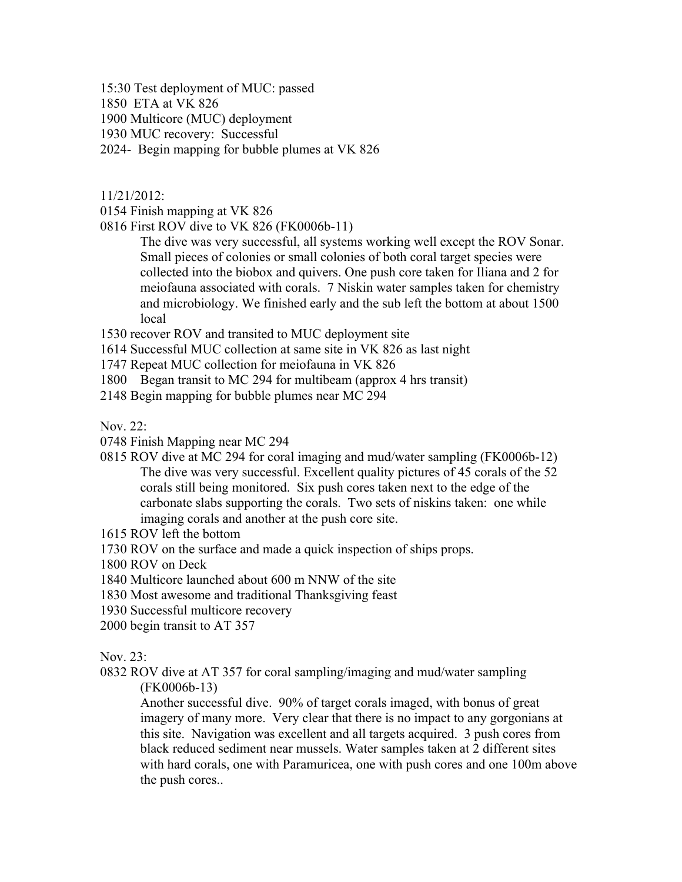15:30 Test deployment of MUC: passed
1850 ETA at VK 826
1900 Multicore (MUC) deployment
1930 MUC recovery: Successful
2024- Begin mapping for bubble plumes at VK 826

11/21/2012:

0154 Finish mapping at VK 826
0816 First ROV dive to VK 826 (FK0006b-11)

> The dive was very successful, all systems working well except the ROV Sonar. Small pieces of colonies or small colonies of both coral target species were collected into the biobox and quivers. One push core taken for Iliana and 2 for meiofauna associated with corals. 7 Niskin water samples taken for chemistry and microbiology. We finished early and the sub left the bottom at about 1500 local

1530 recover ROV and transited to MUC deployment site
1614 Successful MUC collection at same site in VK 826 as last night
1747 Repeat MUC collection for meiofauna in VK 826
1800 Began transit to MC 294 for multibeam (approx 4 hrs transit)
2148 Begin mapping for bubble plumes near MC 294

Nov. 22:

0748 Finish Mapping near MC 294
0815 ROV dive at MC 294 for coral imaging and mud/water sampling (FK0006b-12)

> The dive was very successful. Excellent quality pictures of 45 corals of the 52 corals still being monitored. Six push cores taken next to the edge of the carbonate slabs supporting the corals. Two sets of niskins taken: one while imaging corals and another at the push core site.

1615 ROV left the bottom
1730 ROV on the surface and made a quick inspection of ships props.
1800 ROV on Deck
1840 Multicore launched about 600 m NNW of the site
1830 Most awesome and traditional Thanksgiving feast
1930 Successful multicore recovery
2000 begin transit to AT 357

Nov. 23:

0832 ROV dive at AT 357 for coral sampling/imaging and mud/water sampling (FK0006b-13)

> Another successful dive. 90% of target corals imaged, with bonus of great imagery of many more. Very clear that there is no impact to any gorgonians at this site. Navigation was excellent and all targets acquired. 3 push cores from black reduced sediment near mussels. Water samples taken at 2 different sites with hard corals, one with Paramuricea, one with push cores and one 100m above the push cores..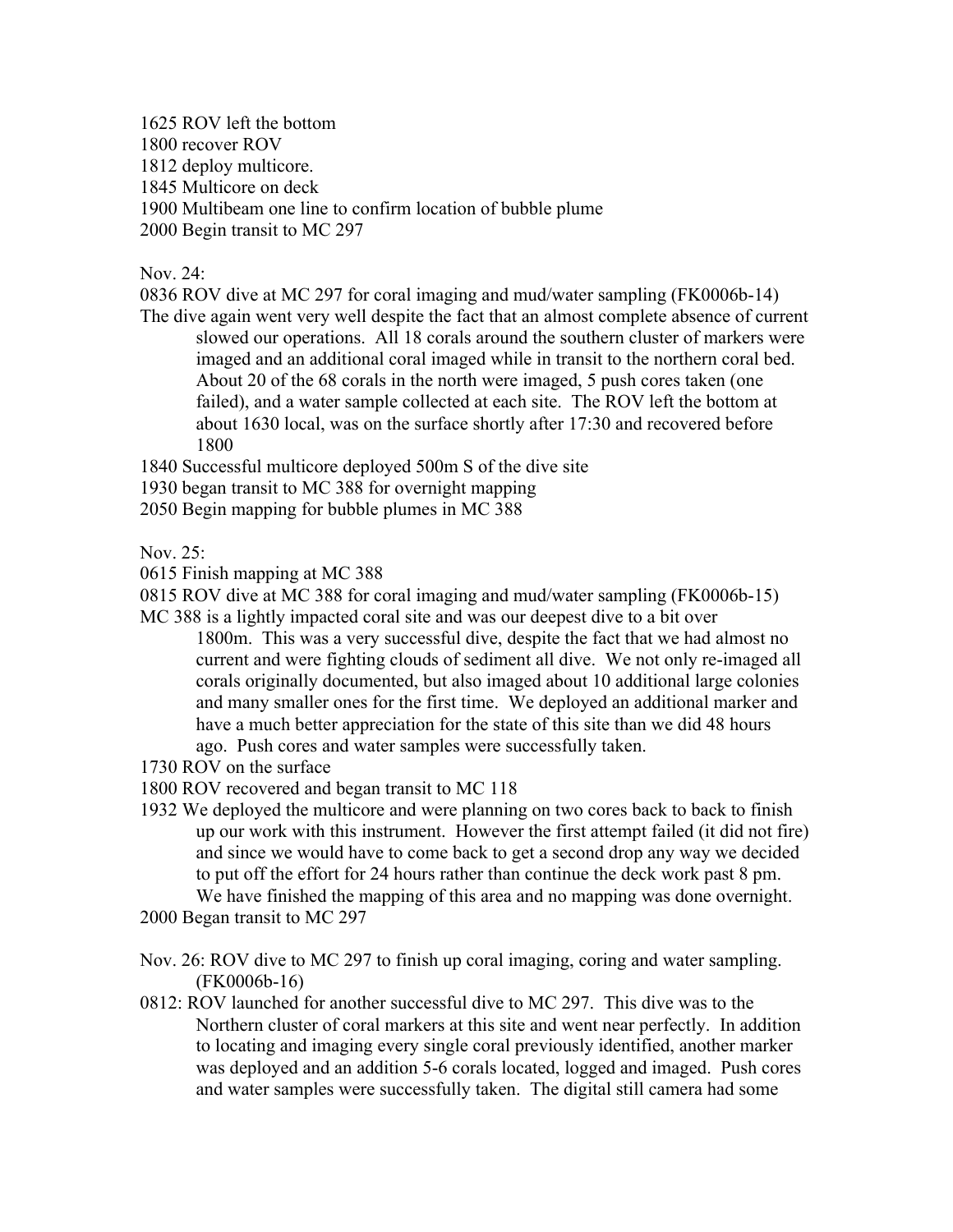1625 ROV left the bottom
1800 recover ROV
1812 deploy multicore.
1845 Multicore on deck
1900 Multibeam one line to confirm location of bubble plume
2000 Begin transit to MC 297

Nov. 24:

0836 ROV dive at MC 297 for coral imaging and mud/water sampling (FK0006b-14)
The dive again went very well despite the fact that an almost complete absence of current slowed our operations. All 18 corals around the southern cluster of markers were imaged and an additional coral imaged while in transit to the northern coral bed. About 20 of the 68 corals in the north were imaged, 5 push cores taken (one failed), and a water sample collected at each site. The ROV left the bottom at about 1630 local, was on the surface shortly after 17:30 and recovered before 1800
1840 Successful multicore deployed 500m S of the dive site
1930 began transit to MC 388 for overnight mapping
2050 Begin mapping for bubble plumes in MC 388

Nov. 25:

0615 Finish mapping at MC 388
0815 ROV dive at MC 388 for coral imaging and mud/water sampling (FK0006b-15)
MC 388 is a lightly impacted coral site and was our deepest dive to a bit over 1800m. This was a very successful dive, despite the fact that we had almost no current and were fighting clouds of sediment all dive. We not only re-imaged all corals originally documented, but also imaged about 10 additional large colonies and many smaller ones for the first time. We deployed an additional marker and have a much better appreciation for the state of this site than we did 48 hours ago. Push cores and water samples were successfully taken.
1730 ROV on the surface
1800 ROV recovered and began transit to MC 118
1932 We deployed the multicore and were planning on two cores back to back to finish up our work with this instrument. However the first attempt failed (it did not fire) and since we would have to come back to get a second drop any way we decided to put off the effort for 24 hours rather than continue the deck work past 8 pm. We have finished the mapping of this area and no mapping was done overnight.
2000 Began transit to MC 297

Nov. 26: ROV dive to MC 297 to finish up coral imaging, coring and water sampling. (FK0006b-16)
0812: ROV launched for another successful dive to MC 297. This dive was to the Northern cluster of coral markers at this site and went near perfectly. In addition to locating and imaging every single coral previously identified, another marker was deployed and an addition 5-6 corals located, logged and imaged. Push cores and water samples were successfully taken. The digital still camera had some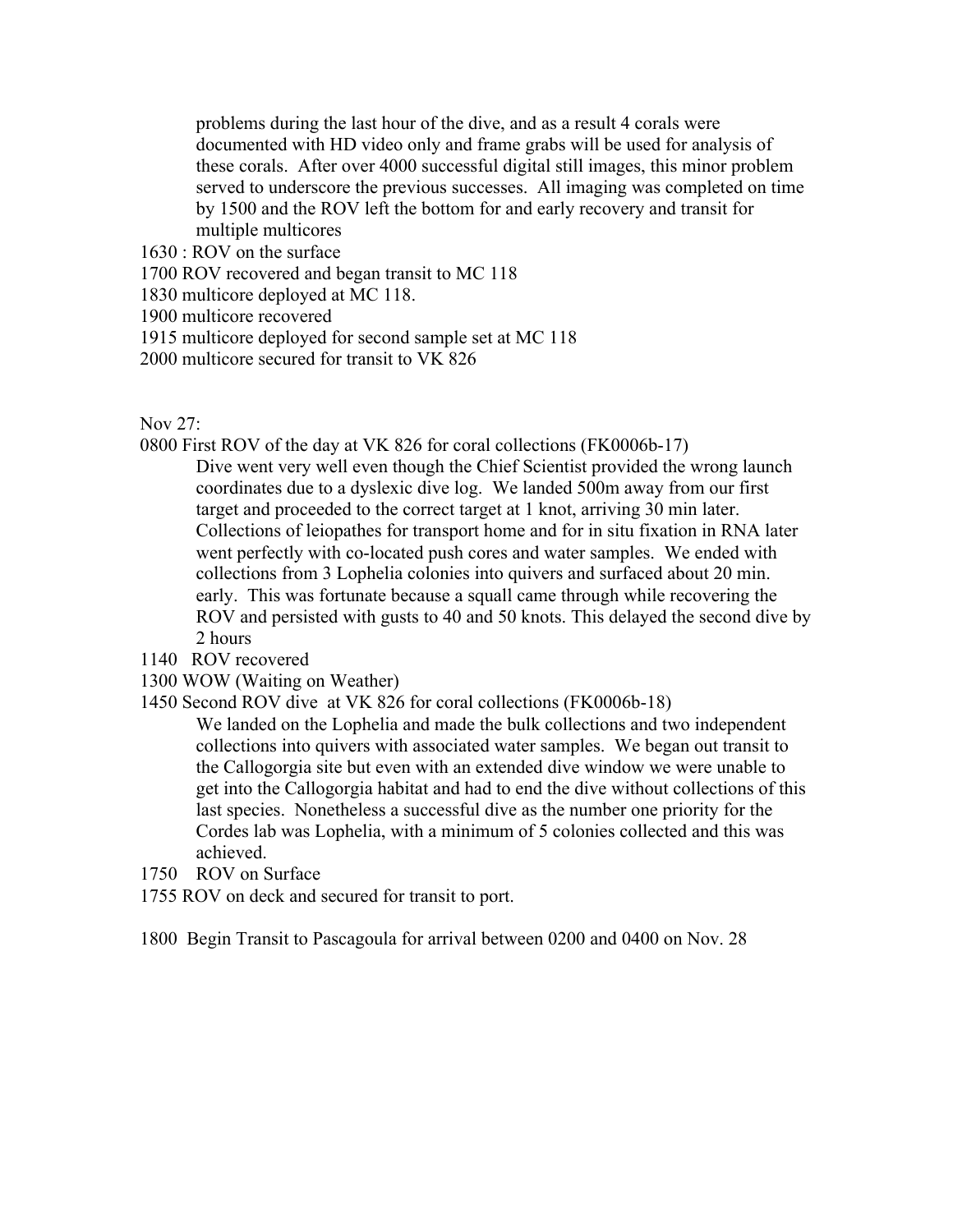problems during the last hour of the dive, and as a result 4 corals were documented with HD video only and frame grabs will be used for analysis of these corals. After over 4000 successful digital still images, this minor problem served to underscore the previous successes. All imaging was completed on time by 1500 and the ROV left the bottom for and early recovery and transit for multiple multicores

1630 : ROV on the surface

1700 ROV recovered and began transit to MC 118

1830 multicore deployed at MC 118.

1900 multicore recovered

1915 multicore deployed for second sample set at MC 118

2000 multicore secured for transit to VK 826

Nov 27:

0800 First ROV of the day at VK 826 for coral collections (FK0006b-17)

Dive went very well even though the Chief Scientist provided the wrong launch coordinates due to a dyslexic dive log. We landed 500m away from our first target and proceeded to the correct target at 1 knot, arriving 30 min later. Collections of leiopathes for transport home and for in situ fixation in RNA later went perfectly with co-located push cores and water samples. We ended with collections from 3 Lophelia colonies into quivers and surfaced about 20 min. early. This was fortunate because a squall came through while recovering the ROV and persisted with gusts to 40 and 50 knots. This delayed the second dive by 2 hours

1140 ROV recovered

1300 WOW (Waiting on Weather)

1450 Second ROV dive at VK 826 for coral collections (FK0006b-18)

We landed on the Lophelia and made the bulk collections and two independent collections into quivers with associated water samples. We began out transit to the Callogorgia site but even with an extended dive window we were unable to get into the Callogorgia habitat and had to end the dive without collections of this last species. Nonetheless a successful dive as the number one priority for the Cordes lab was Lophelia, with a minimum of 5 colonies collected and this was achieved.

1750 ROV on Surface

1755 ROV on deck and secured for transit to port.

1800 Begin Transit to Pascagoula for arrival between 0200 and 0400 on Nov. 28